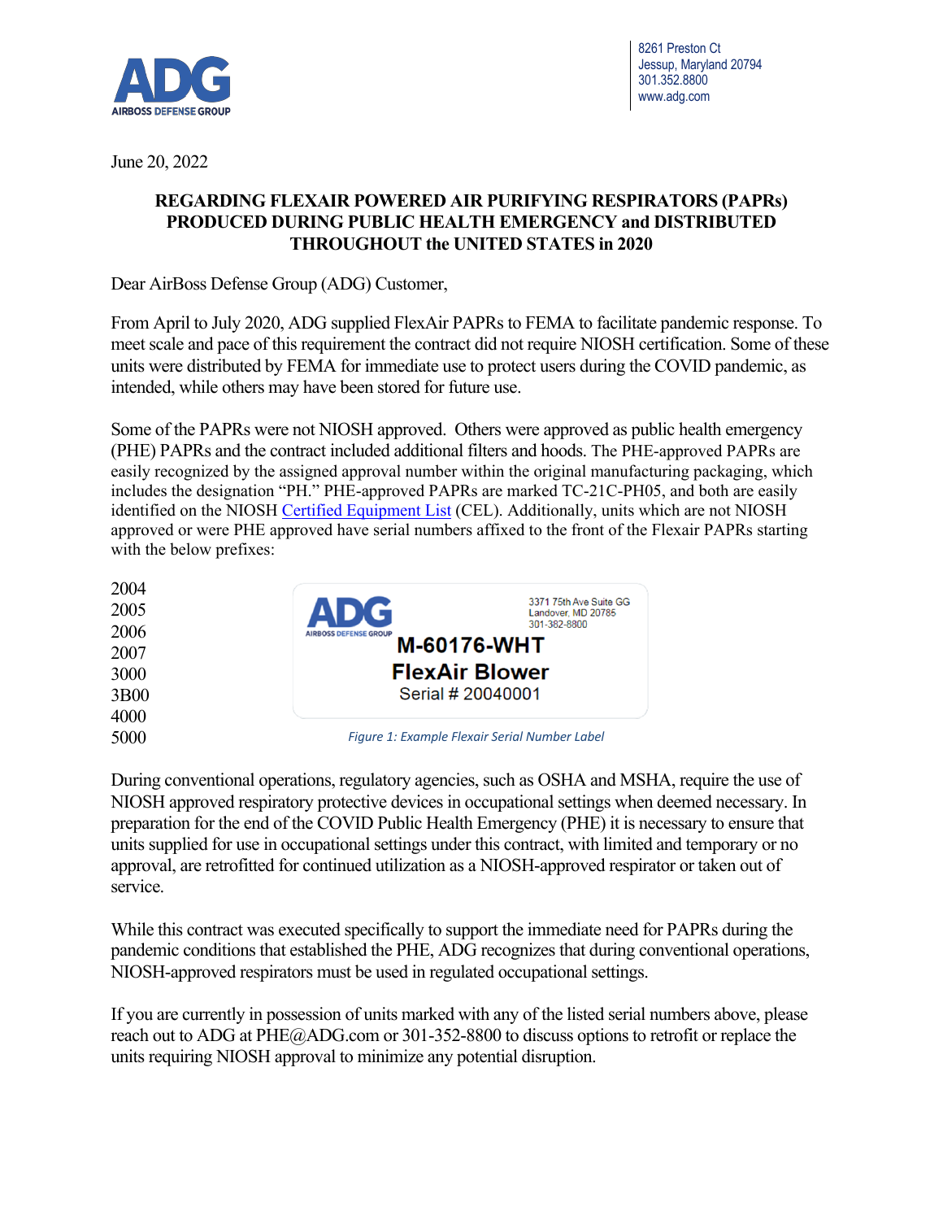ADG
AIRBOSS DEFENSE GROUP

8261 Preston Ct
Jessup, Maryland 20794
301.352.8800
www.adg.com

June 20, 2022

**REGARDING FLEXAIR POWERED AIR PURIFYING RESPIRATORS (PAPRs) PRODUCED DURING PUBLIC HEALTH EMERGENCY and DISTRIBUTED THROUGHOUT the UNITED STATES in 2020**

Dear AirBoss Defense Group (ADG) Customer,

From April to July 2020, ADG supplied FlexAir PAPRs to FEMA to facilitate pandemic response. To meet scale and pace of this requirement the contract did not require NIOSH certification. Some of these units were distributed by FEMA for immediate use to protect users during the COVID pandemic, as intended, while others may have been stored for future use.

Some of the PAPRs were not NIOSH approved. Others were approved as public health emergency (PHE) PAPRs and the contract included additional filters and hoods. The PHE-approved PAPRs are easily recognized by the assigned approval number within the original manufacturing packaging, which includes the designation "PH." PHE-approved PAPRs are marked TC-21C-PH05, and both are easily identified on the NIOSH Certified Equipment List (CEL). Additionally, units which are not NIOSH approved or were PHE approved have serial numbers affixed to the front of the Flexair PAPRs starting with the below prefixes:

2004
2005
2006
2007
3000
3B00
4000
5000

ADG
AIRBOSS DEFENSE GROUP
3371 75th Ave Suite GG
Landover, MD 20785
301-382-8800
**M-60176-WHT**
**FlexAir Blower**
Serial # 20040001

*Figure 1: Example Flexair Serial Number Label*

During conventional operations, regulatory agencies, such as OSHA and MSHA, require the use of NIOSH approved respiratory protective devices in occupational settings when deemed necessary. In preparation for the end of the COVID Public Health Emergency (PHE) it is necessary to ensure that units supplied for use in occupational settings under this contract, with limited and temporary or no approval, are retrofitted for continued utilization as a NIOSH-approved respirator or taken out of service.

While this contract was executed specifically to support the immediate need for PAPRs during the pandemic conditions that established the PHE, ADG recognizes that during conventional operations, NIOSH-approved respirators must be used in regulated occupational settings.

If you are currently in possession of units marked with any of the listed serial numbers above, please reach out to ADG at PHE@ADG.com or 301-352-8800 to discuss options to retrofit or replace the units requiring NIOSH approval to minimize any potential disruption.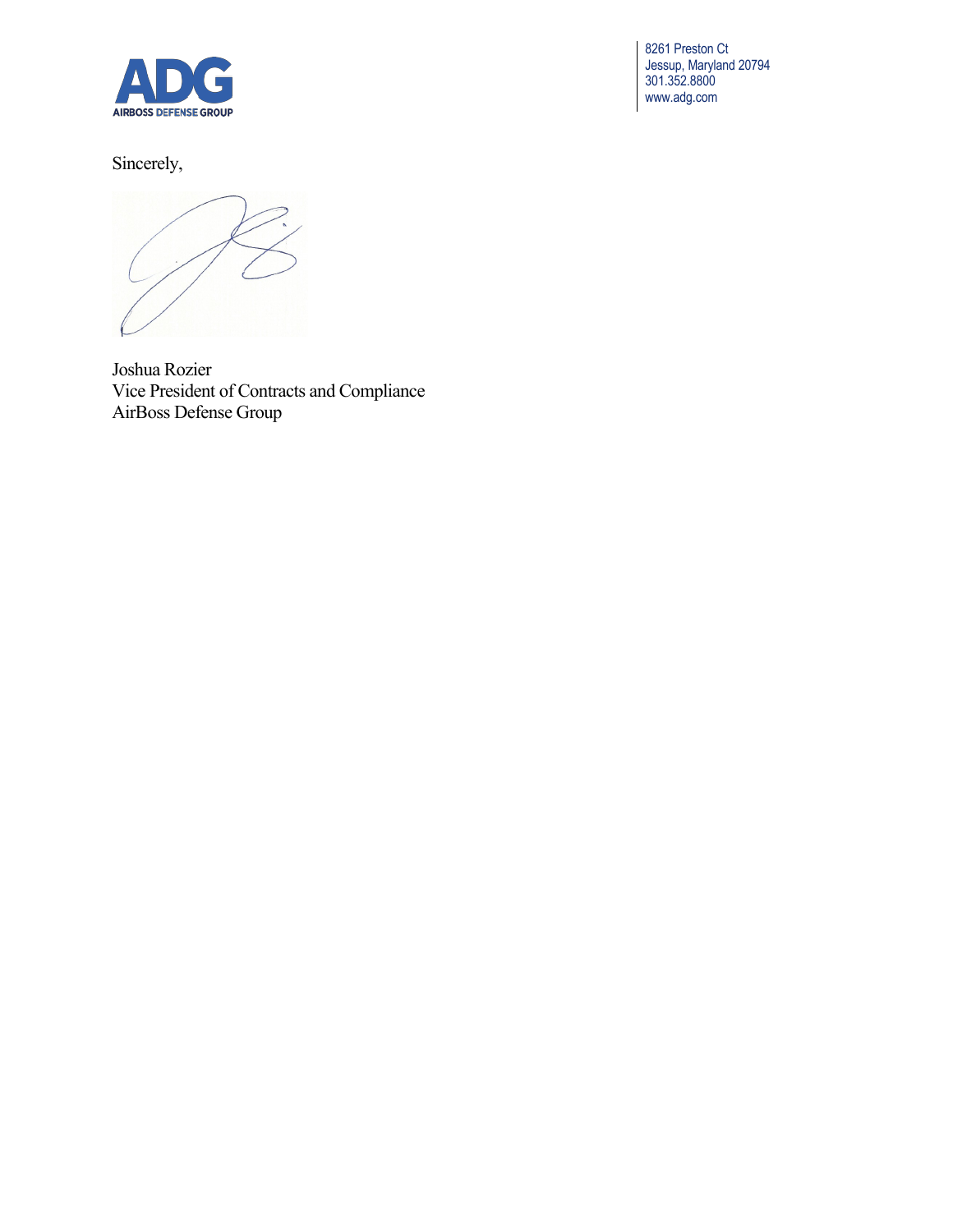ADG
AIRBOSS DEFENSE GROUP

8261 Preston Ct
Jessup, Maryland 20794
301.352.8800
www.adg.com

Sincerely,

Joshua Rozier
Vice President of Contracts and Compliance
AirBoss Defense Group